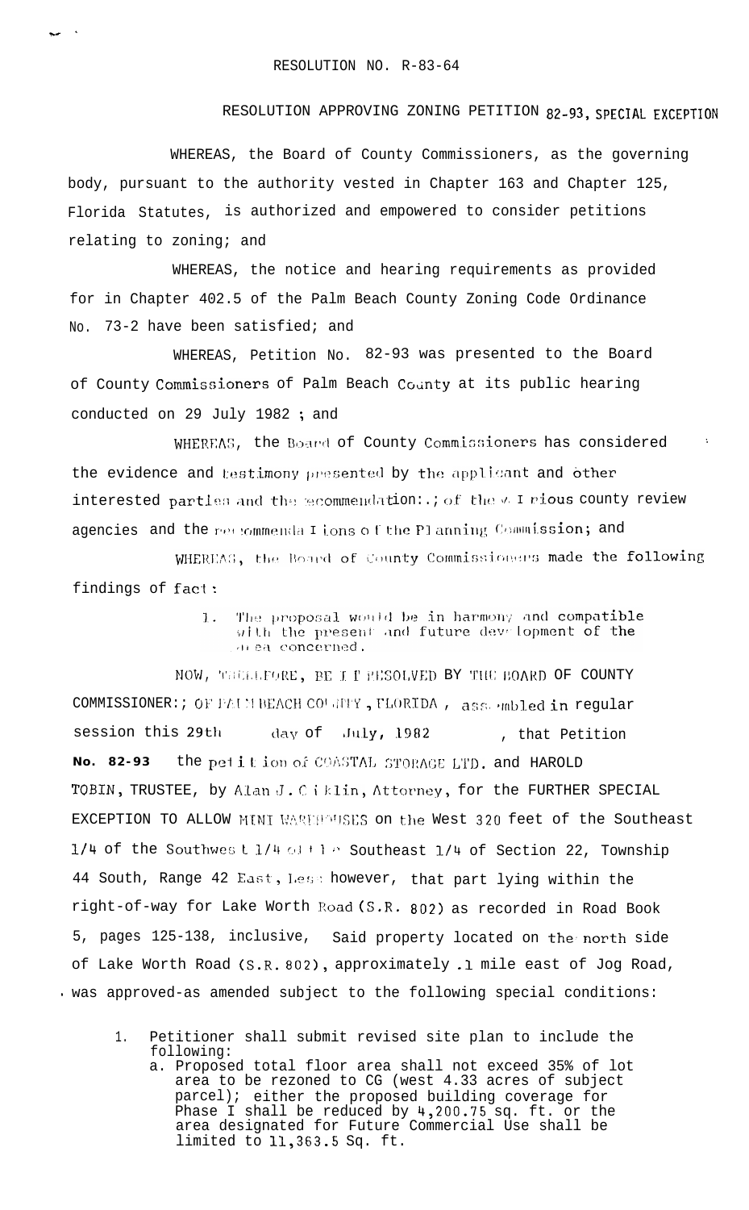RESOLUTION NO. R-83-64

RESOLUTION APPROVING ZONING PETITION 82-93, SPECIAL EXCEPTION

WHEREAS, the Board of County Commissioners, as the governing body, pursuant to the authority vested in Chapter 163 and Chapter 125, Florida Statutes, is authorized and empowered to consider petitions relating to zoning; and

WHEREAS, the notice and hearing requirements as provided for in Chapter 402.5 of the Palm Beach County Zoning Code Ordinance No. 73-2 have been satisfied; and

WHEREAS, Petition No. 82-93 was presented to the Board of County Commissioners of Palm Beach County at its public hearing conducted on 29 July 1982 ; and

WHEREAS, the Board of County Commissioners has considered the evidence and testimony presented by the applicant and other interested parties and the recommendations of the various county review agencies and the recommendations of the Planning Commission; and

WHEREAS, the Board of County Commissioners made the following findings of fact:

1. The proposal would be in harmony and compatible with the present and future development of the area concerned.

NOW, THEREFORE, BE IT RESOLVED BY THE BOARD OF COUNTY COMMISSIONERS OF PALM BEACH COUNTY, FLORIDA, assembled in regular session this 29th day of July, 1982 , that Petition No. 82-93 the petition of COASTAL STORAGE LTD. and HAROLD TOBIN, TRUSTEE, by Alan J. Ciklin, Attorney, for the FURTHER SPECIAL EXCEPTION TO ALLOW MINI WAREHOUSES on the West 320 feet of the Southeast 1/4 of the Southwest 1/4 of the Southeast 1/4 of Section 22, Township 44 South, Range 42 East, Less however, that part lying within the right-of-way for Lake Worth Road (S.R. 802) as recorded in Road Book 5, pages 125-138, inclusive, Said property located on the north side of Lake Worth Road (S.R. 802), approximately .1 mile east of Jog Road, was approved as amended subject to the following special conditions:

1. Petitioner shall submit revised site plan to include the following:
   a. Proposed total floor area shall not exceed 35% of lot area to be rezoned to CG (west 4.33 acres of subject parcel); either the proposed building coverage for Phase I shall be reduced by 4,200.75 sq. ft. or the area designated for Future Commercial Use shall be limited to 11,363.5 Sq. ft.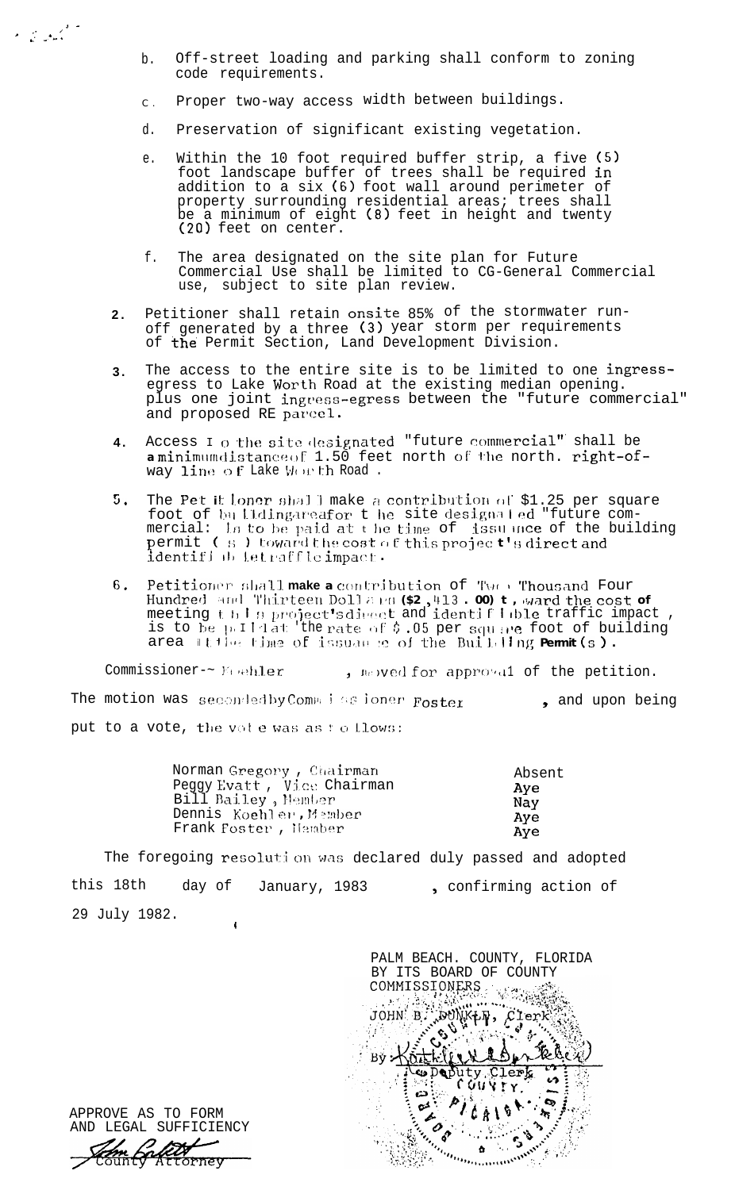b. Off-street loading and parking shall conform to zoning code requirements.

c. Proper two-way access width between buildings.

d. Preservation of significant existing vegetation.

e. Within the 10 foot required buffer strip, a five (5) foot landscape buffer of trees shall be required in addition to a six (6) foot wall around perimeter of property surrounding residential areas; trees shall be a minimum of eight (8) feet in height and twenty (20) feet on center.

f. The area designated on the site plan for Future Commercial Use shall be limited to CG-General Commercial use, subject to site plan review.

2. Petitioner shall retain onsite 85% of the stormwater run-off generated by a three (3) year storm per requirements of the Permit Section, Land Development Division.

3. The access to the entire site is to be limited to one ingress-egress to Lake Worth Road at the existing median opening. plus one joint ingress-egress between the "future commercial" and proposed RE parcel.

4. Access to the site designated "future commercial" shall be a minimum distance of 150 feet north of the north right-of-way line of Lake Worth Road.

5. The Petitioner shall make a contribution of $1.25 per square foot of building area for the site designated "future commercial: is to be paid at the time of issuance of the building permit (s) toward the cost of this project's direct and identifiable traffic impact.

6. Petitioner shall make a contribution of Two Thousand Four Hundred and Thirteen Dollars ($2,413.00) toward the cost of meeting this project's direct and identifiable traffic impact, is to be paid at the rate of $.05 per square foot of building area at the time of issuance of the Building Permit(s).

Commissioner Koehler, moved for approval of the petition.

The motion was seconded by Commissioner Foster, and upon being put to a vote, the vote was as follows:

| | |
|---|---|
| Norman Gregory, Chairman | Absent |
| Peggy Evatt, Vice Chairman | Aye |
| Bill Bailey, Member | Nay |
| Dennis Koehler, Member | Aye |
| Frank Foster, Member | Aye |

The foregoing resolution was declared duly passed and adopted this 18th day of January, 1983, confirming action of 29 July 1982.

PALM BEACH. COUNTY, FLORIDA
BY ITS BOARD OF COUNTY
COMMISSIONERS

JOHN B. DUNKLE, Clerk

By: Deputy Clerk

APPROVE AS TO FORM
AND LEGAL SUFFICIENCY

County Attorney